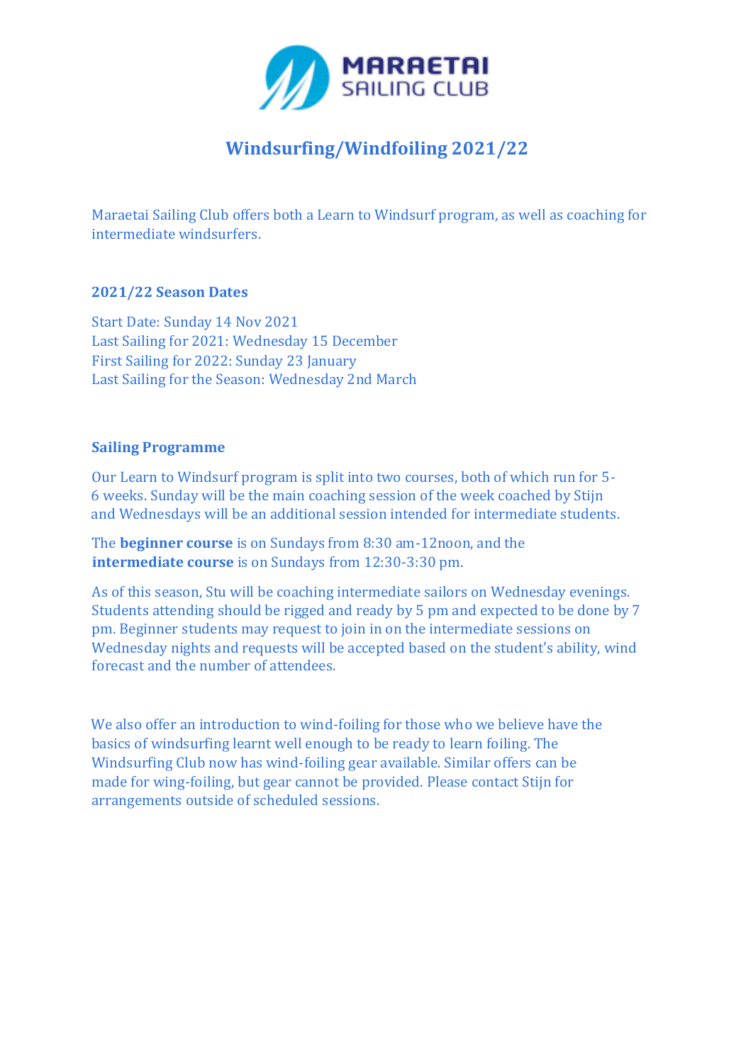MARAETAI SAILING CLUB

# Windsurfing/Windfoiling 2021/22

Maraetai Sailing Club offers both a Learn to Windsurf program, as well as coaching for intermediate windsurfers.

## 2021/22 Season Dates

Start Date: Sunday 14 Nov 2021
Last Sailing for 2021: Wednesday 15 December
First Sailing for 2022: Sunday 23 January
Last Sailing for the Season: Wednesday 2nd March

## Sailing Programme

Our Learn to Windsurf program is split into two courses, both of which run for 5-6 weeks. Sunday will be the main coaching session of the week coached by Stijn and Wednesdays will be an additional session intended for intermediate students.

The **beginner course** is on Sundays from 8:30 am-12noon, and the **intermediate course** is on Sundays from 12:30-3:30 pm.

As of this season, Stu will be coaching intermediate sailors on Wednesday evenings. Students attending should be rigged and ready by 5 pm and expected to be done by 7 pm. Beginner students may request to join in on the intermediate sessions on Wednesday nights and requests will be accepted based on the student's ability, wind forecast and the number of attendees.

We also offer an introduction to wind-foiling for those who we believe have the basics of windsurfing learnt well enough to be ready to learn foiling. The Windsurfing Club now has wind-foiling gear available. Similar offers can be made for wing-foiling, but gear cannot be provided. Please contact Stijn for arrangements outside of scheduled sessions.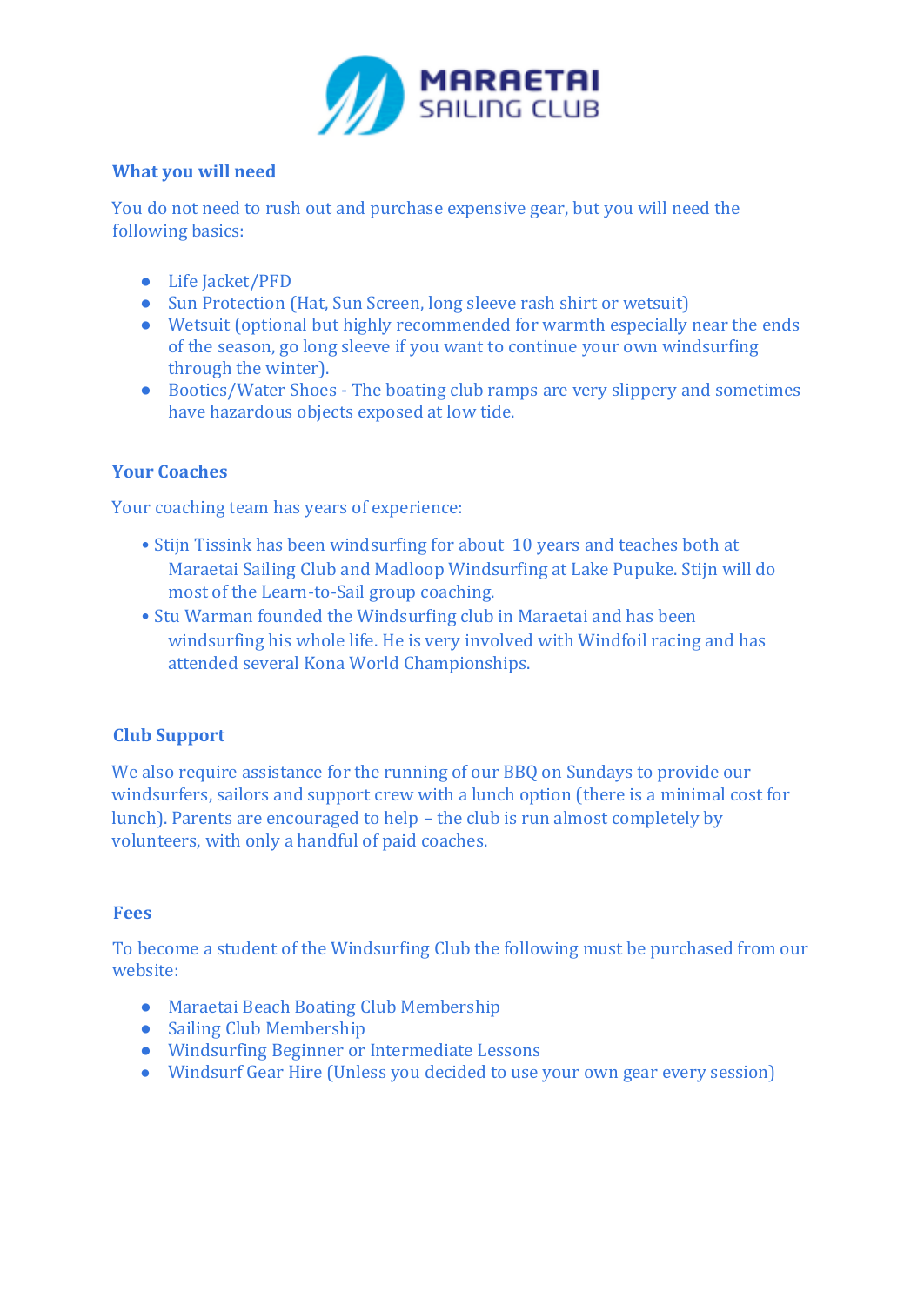## What you will need

You do not need to rush out and purchase expensive gear, but you will need the following basics:

- Life Jacket/PFD
- Sun Protection (Hat, Sun Screen, long sleeve rash shirt or wetsuit)
- Wetsuit (optional but highly recommended for warmth especially near the ends of the season, go long sleeve if you want to continue your own windsurfing through the winter).
- Booties/Water Shoes - The boating club ramps are very slippery and sometimes have hazardous objects exposed at low tide.

## Your Coaches

Your coaching team has years of experience:

- Stijn Tissink has been windsurfing for about 10 years and teaches both at Maraetai Sailing Club and Madloop Windsurfing at Lake Pupuke. Stijn will do most of the Learn-to-Sail group coaching.
- Stu Warman founded the Windsurfing club in Maraetai and has been windsurfing his whole life. He is very involved with Windfoil racing and has attended several Kona World Championships.

## Club Support

We also require assistance for the running of our BBQ on Sundays to provide our windsurfers, sailors and support crew with a lunch option (there is a minimal cost for lunch). Parents are encouraged to help – the club is run almost completely by volunteers, with only a handful of paid coaches.

## Fees

To become a student of the Windsurfing Club the following must be purchased from our website:

- Maraetai Beach Boating Club Membership
- Sailing Club Membership
- Windsurfing Beginner or Intermediate Lessons
- Windsurf Gear Hire (Unless you decided to use your own gear every session)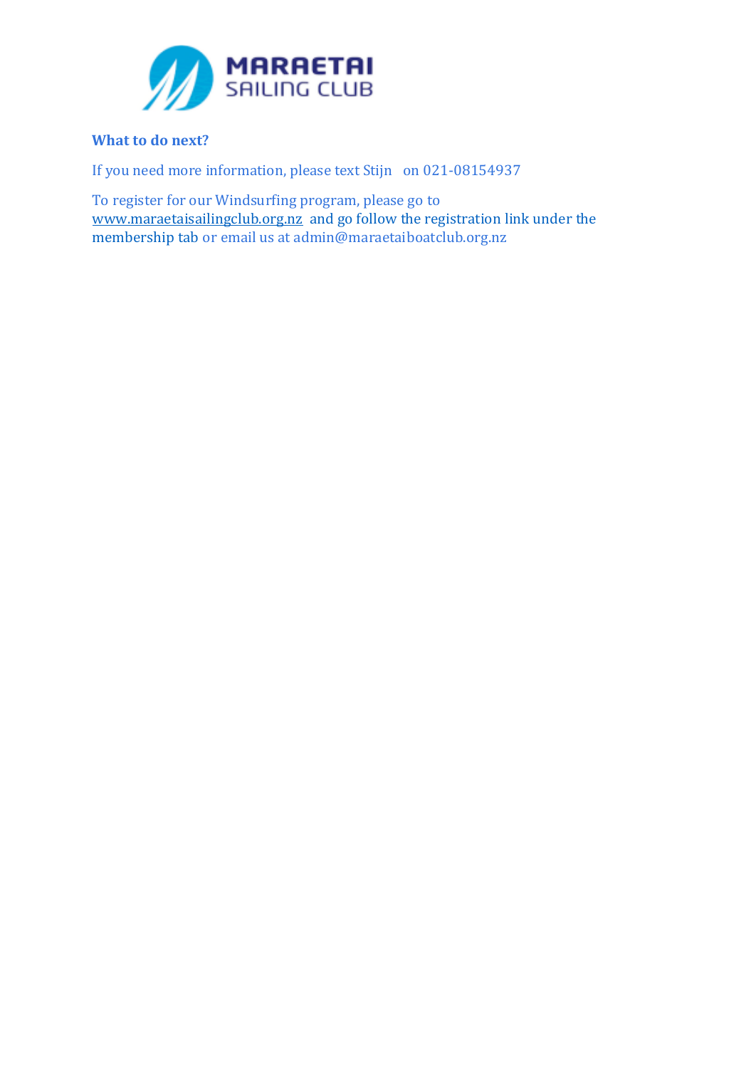**What to do next?**

If you need more information, please text Stijn on 021-08154937

To register for our Windsurfing program, please go to www.maraetaisailingclub.org.nz and go follow the registration link under the membership tab or email us at admin@maraetaiboatclub.org.nz